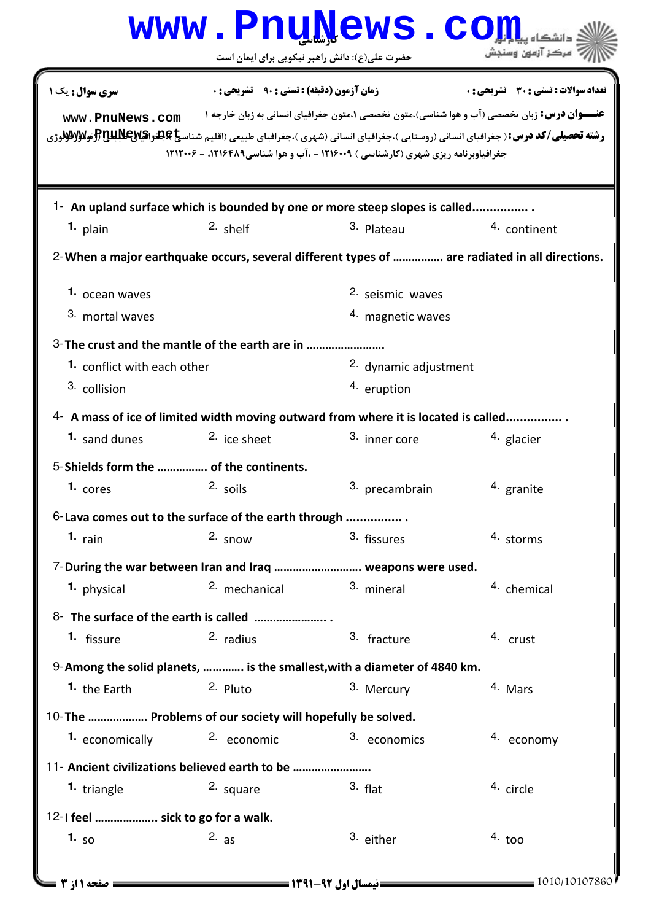**کارشناسی**

حضرت علی(ع): دانش راهبر نیکویی برای ایمان است

دانشگاه پیام نور
مرکز آزمون وسنجش

**سری سوال:** یک ۱ | **زمان آزمون (دقیقه) : تستی :** ۹۰ **تشریحی :** ۰ | **تعداد سوالات : تستی :** ۳۰ **تشریحی :** ۰

**عنـــوان درس:** زبان تخصصی (آب و هوا شناسی)،متون تخصصی ۱،متون جغرافیای انسانی به زبان خارجه ۱

**رشته تحصیلی/کد درس:** ( جغرافیای انسانی (روستایی )،جغرافیای انسانی (شهری )،جغرافیای طبیعی (اقلیم شناسی )، جغرافیای طبیعی (ژئومورفولوژی جغرافیاوبرنامه ریزی شهری (کارشناسی ) ۱۲۱۶۰۰۹ - ،آب و هوا شناسی۱۲۱۶۴۸۹، - ۱۲۱۲۰۰۶

---

1- An upland surface which is bounded by one or more steep slopes is called................ .

1. plain
2. shelf
3. Plateau
4. continent

2-When a major earthquake occurs, several different types of ……………. are radiated in all directions.

1. ocean waves
2. seismic waves
3. mortal waves
4. magnetic waves

3-The crust and the mantle of the earth are in …………………….

1. conflict with each other
2. dynamic adjustment
3. collision
4. eruption

4- A mass of ice of limited width moving outward from where it is located is called................ .

1. sand dunes
2. ice sheet
3. inner core
4. glacier

5-Shields form the ……………. of the continents.

1. cores
2. soils
3. precambrain
4. granite

6-Lava comes out to the surface of the earth through ................ .

1. rain
2. snow
3. fissures
4. storms

7-During the war between Iran and Iraq ……………………… weapons were used.

1. physical
2. mechanical
3. mineral
4. chemical

8- The surface of the earth is called ………………….. .

1. fissure
2. radius
3. fracture
4. crust

9-Among the solid planets, ………… is the smallest,with a diameter of 4840 km.

1. the Earth
2. Pluto
3. Mercury
4. Mars

10-The ………………. Problems of our society will hopefully be solved.

1. economically
2. economic
3. economics
4. economy

11- Ancient civilizations believed earth to be …………………….

1. triangle
2. square
3. flat
4. circle

12-I feel ………………. sick to go for a walk.

1. so
2. as
3. either
4. too

نیمسال اول ۹۲-۱۳۹۱

1010/10107860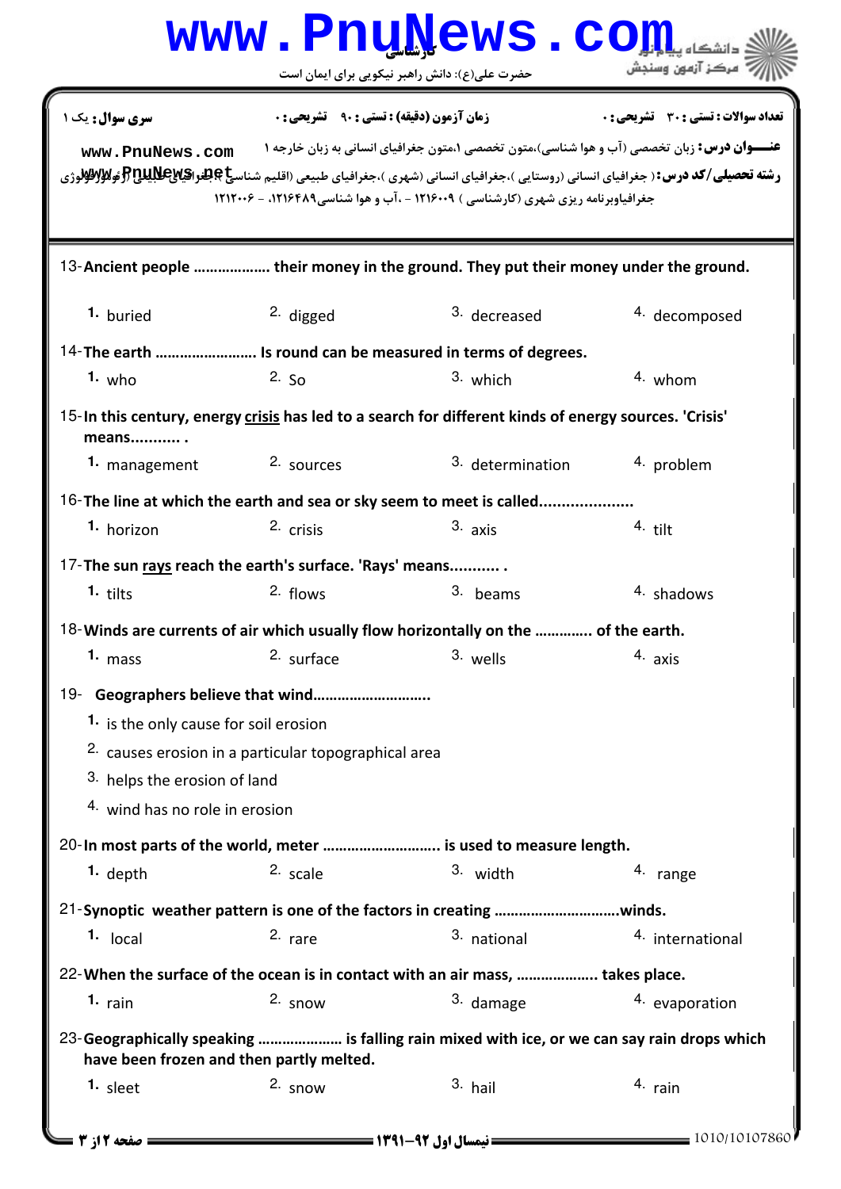سری سوال: یک ۱ | زمان آزمون (دقیقه) : تستی : ۹۰ تشریحی : ۰ | تعداد سوالات : تستی : ۳۰ تشریحی : ۰

**عنـــوان درس:** زبان تخصصی (آب و هوا شناسی)،متون تخصصی ۱،متون جغرافیای انسانی به زبان خارجه ۱

**رشته تحصیلی/کد درس:** ( جغرافیای انسانی (روستایی )،جغرافیای انسانی (شهری )،جغرافیای طبیعی (اقلیم شناسی )،جغرافیای طبیعی (ژئومورفولوژی جغرافیاوبرنامه ریزی شهری (کارشناسی ) ۱۲۱۶۰۰۹ - ،آب و هوا شناسی۱۲۱۶۴۸۹، - ۱۲۱۲۰۰۶

13- **Ancient people ……………… their money in the ground. They put their money under the ground.**

1. buried
2. digged
3. decreased
4. decomposed

14- **The earth …………………… Is round can be measured in terms of degrees.**

1. who
2. So
3. which
4. whom

15- **In this century, energy crisis has led to a search for different kinds of energy sources. 'Crisis' means........... .**

1. management
2. sources
3. determination
4. problem

16- **The line at which the earth and sea or sky seem to meet is called....................**

1. horizon
2. crisis
3. axis
4. tilt

17- **The sun rays reach the earth's surface. 'Rays' means........... .**

1. tilts
2. flows
3. beams
4. shadows

18- **Winds are currents of air which usually flow horizontally on the …………. of the earth.**

1. mass
2. surface
3. wells
4. axis

19- **Geographers believe that wind……………………….**

1. is the only cause for soil erosion
2. causes erosion in a particular topographical area
3. helps the erosion of land
4. wind has no role in erosion

20- **In most parts of the world, meter ………………………. is used to measure length.**

1. depth
2. scale
3. width
4. range

21- **Synoptic weather pattern is one of the factors in creating …………………………winds.**

1. local
2. rare
3. national
4. international

22- **When the surface of the ocean is in contact with an air mass, ………………. takes place.**

1. rain
2. snow
3. damage
4. evaporation

23- **Geographically speaking ………………… is falling rain mixed with ice, or we can say rain drops which have been frozen and then partly melted.**

1. sleet
2. snow
3. hail
4. rain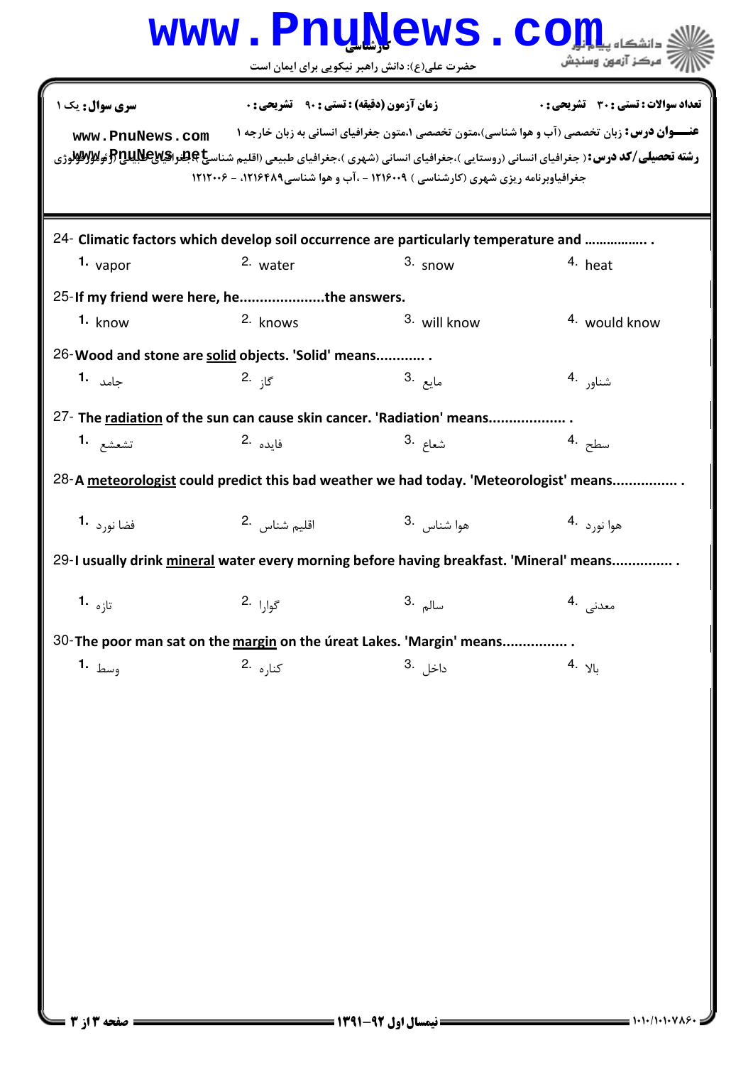24- **Climatic factors which develop soil occurrence are particularly temperature and ................ .**

1. vapor
2. water
3. snow
4. heat

25- **If my friend were here, he....................the answers.**

1. know
2. knows
3. will know
4. would know

26- **Wood and stone are solid objects. 'Solid' means........... .**

1. جامد
2. گاز
3. مایع
4. شناور

27- **The radiation of the sun can cause skin cancer. 'Radiation' means.................. .**

1. تشعشع
2. فایده
3. شعاع
4. سطح

28- **A meteorologist could predict this bad weather we had today. 'Meteorologist' means................ .**

1. فضا نورد
2. اقلیم شناس
3. هوا شناس
4. هوا نورد

29- **I usually drink mineral water every morning before having breakfast. 'Mineral' means............... .**

1. تازه
2. گوارا
3. سالم
4. معدنی

30- **The poor man sat on the margin on the úreat Lakes. 'Margin' means................ .**

1. وسط
2. کناره
3. داخل
4. بالا